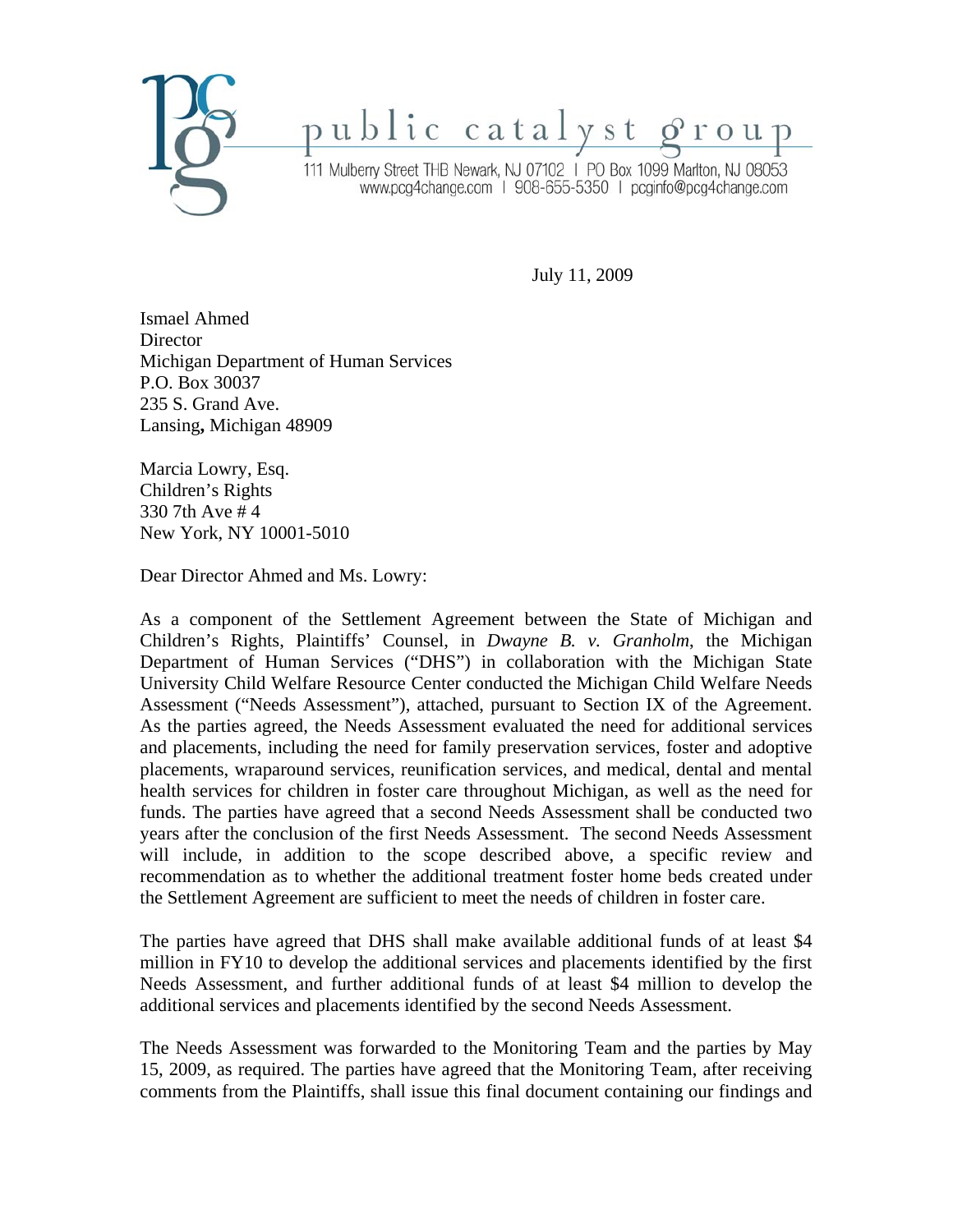public catalyst group

111 Mulberry Street THB Newark, NJ 07102 | PO Box 1099 Marlton, NJ 08053
www.pcg4change.com | 908-655-5350 | pcginfo@pcg4change.com

July 11, 2009

Ismael Ahmed
Director
Michigan Department of Human Services
P.O. Box 30037
235 S. Grand Ave.
Lansing, Michigan 48909

Marcia Lowry, Esq.
Children's Rights
330 7th Ave # 4
New York, NY 10001-5010

Dear Director Ahmed and Ms. Lowry:

As a component of the Settlement Agreement between the State of Michigan and Children's Rights, Plaintiffs' Counsel, in *Dwayne B. v. Granholm*, the Michigan Department of Human Services ("DHS") in collaboration with the Michigan State University Child Welfare Resource Center conducted the Michigan Child Welfare Needs Assessment ("Needs Assessment"), attached, pursuant to Section IX of the Agreement. As the parties agreed, the Needs Assessment evaluated the need for additional services and placements, including the need for family preservation services, foster and adoptive placements, wraparound services, reunification services, and medical, dental and mental health services for children in foster care throughout Michigan, as well as the need for funds. The parties have agreed that a second Needs Assessment shall be conducted two years after the conclusion of the first Needs Assessment. The second Needs Assessment will include, in addition to the scope described above, a specific review and recommendation as to whether the additional treatment foster home beds created under the Settlement Agreement are sufficient to meet the needs of children in foster care.

The parties have agreed that DHS shall make available additional funds of at least $4 million in FY10 to develop the additional services and placements identified by the first Needs Assessment, and further additional funds of at least $4 million to develop the additional services and placements identified by the second Needs Assessment.

The Needs Assessment was forwarded to the Monitoring Team and the parties by May 15, 2009, as required. The parties have agreed that the Monitoring Team, after receiving comments from the Plaintiffs, shall issue this final document containing our findings and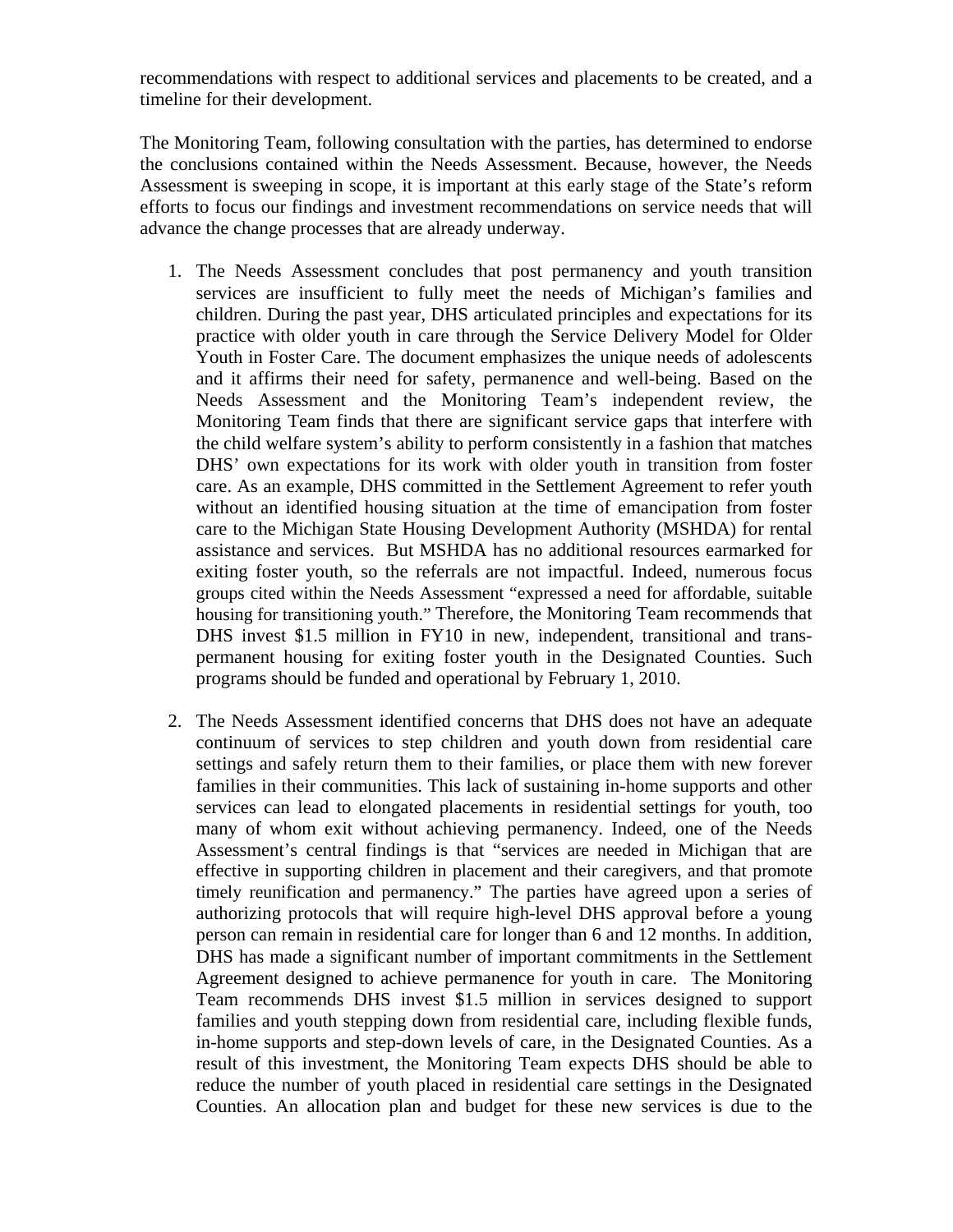recommendations with respect to additional services and placements to be created, and a timeline for their development.

The Monitoring Team, following consultation with the parties, has determined to endorse the conclusions contained within the Needs Assessment. Because, however, the Needs Assessment is sweeping in scope, it is important at this early stage of the State's reform efforts to focus our findings and investment recommendations on service needs that will advance the change processes that are already underway.

1. The Needs Assessment concludes that post permanency and youth transition services are insufficient to fully meet the needs of Michigan's families and children. During the past year, DHS articulated principles and expectations for its practice with older youth in care through the Service Delivery Model for Older Youth in Foster Care. The document emphasizes the unique needs of adolescents and it affirms their need for safety, permanence and well-being. Based on the Needs Assessment and the Monitoring Team's independent review, the Monitoring Team finds that there are significant service gaps that interfere with the child welfare system's ability to perform consistently in a fashion that matches DHS' own expectations for its work with older youth in transition from foster care. As an example, DHS committed in the Settlement Agreement to refer youth without an identified housing situation at the time of emancipation from foster care to the Michigan State Housing Development Authority (MSHDA) for rental assistance and services. But MSHDA has no additional resources earmarked for exiting foster youth, so the referrals are not impactful. Indeed, numerous focus groups cited within the Needs Assessment "expressed a need for affordable, suitable housing for transitioning youth." Therefore, the Monitoring Team recommends that DHS invest $1.5 million in FY10 in new, independent, transitional and trans-permanent housing for exiting foster youth in the Designated Counties. Such programs should be funded and operational by February 1, 2010.

2. The Needs Assessment identified concerns that DHS does not have an adequate continuum of services to step children and youth down from residential care settings and safely return them to their families, or place them with new forever families in their communities. This lack of sustaining in-home supports and other services can lead to elongated placements in residential settings for youth, too many of whom exit without achieving permanency. Indeed, one of the Needs Assessment's central findings is that "services are needed in Michigan that are effective in supporting children in placement and their caregivers, and that promote timely reunification and permanency." The parties have agreed upon a series of authorizing protocols that will require high-level DHS approval before a young person can remain in residential care for longer than 6 and 12 months. In addition, DHS has made a significant number of important commitments in the Settlement Agreement designed to achieve permanence for youth in care. The Monitoring Team recommends DHS invest $1.5 million in services designed to support families and youth stepping down from residential care, including flexible funds, in-home supports and step-down levels of care, in the Designated Counties. As a result of this investment, the Monitoring Team expects DHS should be able to reduce the number of youth placed in residential care settings in the Designated Counties. An allocation plan and budget for these new services is due to the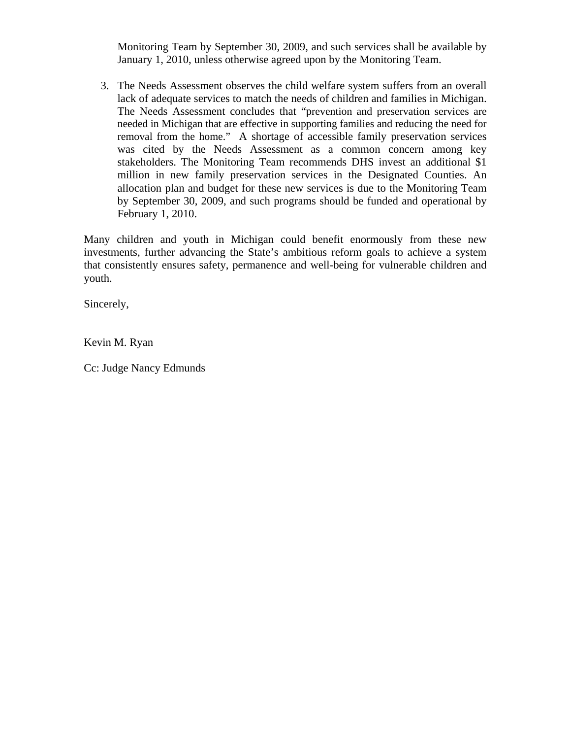Monitoring Team by September 30, 2009, and such services shall be available by January 1, 2010, unless otherwise agreed upon by the Monitoring Team.

3. The Needs Assessment observes the child welfare system suffers from an overall lack of adequate services to match the needs of children and families in Michigan. The Needs Assessment concludes that "prevention and preservation services are needed in Michigan that are effective in supporting families and reducing the need for removal from the home." A shortage of accessible family preservation services was cited by the Needs Assessment as a common concern among key stakeholders. The Monitoring Team recommends DHS invest an additional $1 million in new family preservation services in the Designated Counties. An allocation plan and budget for these new services is due to the Monitoring Team by September 30, 2009, and such programs should be funded and operational by February 1, 2010.

Many children and youth in Michigan could benefit enormously from these new investments, further advancing the State's ambitious reform goals to achieve a system that consistently ensures safety, permanence and well-being for vulnerable children and youth.

Sincerely,

Kevin M. Ryan

Cc: Judge Nancy Edmunds